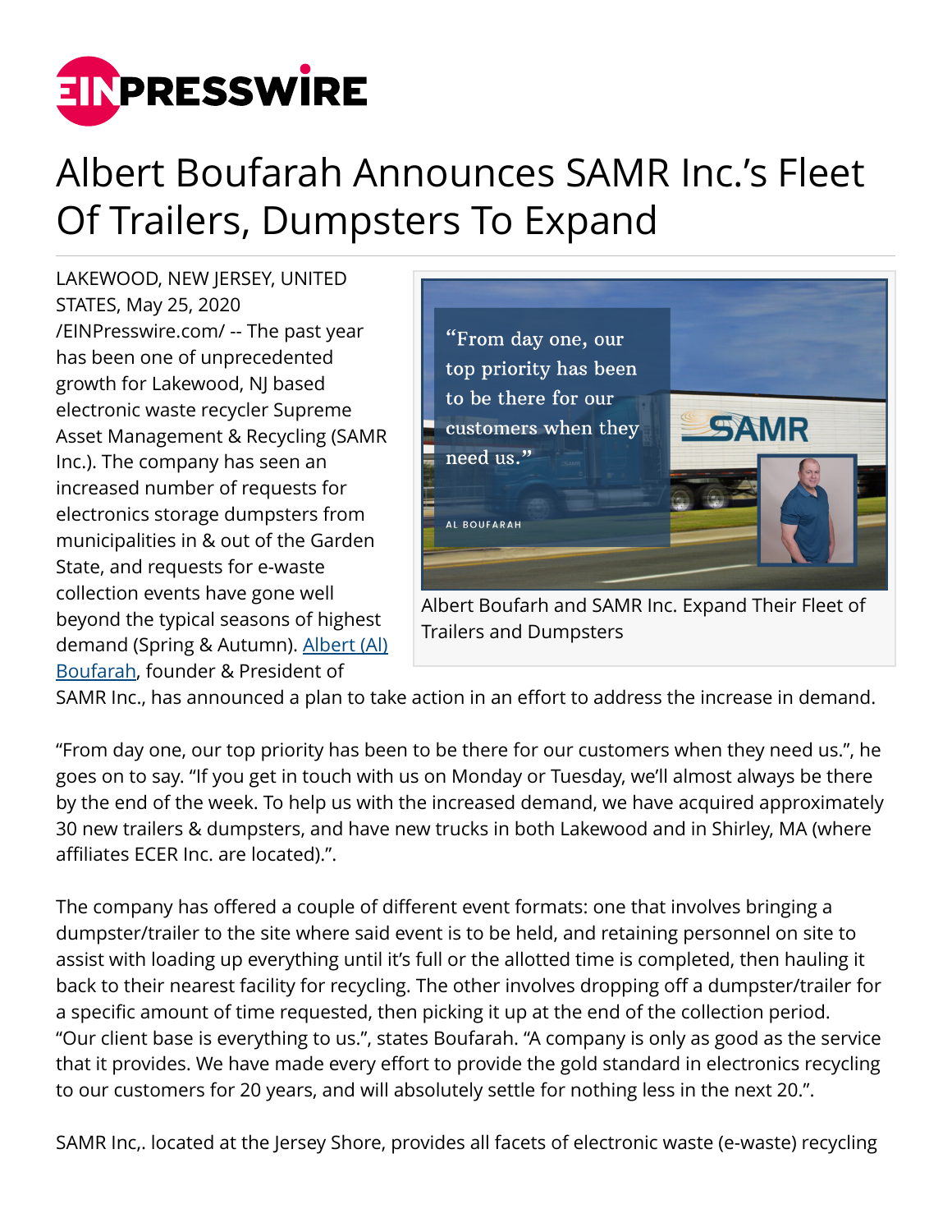# Albert Boufarah Announces SAMR Inc.'s Fleet Of Trailers, Dumpsters To Expand

Albert Boufarh and SAMR Inc. Expand Their Fleet of Trailers and Dumpsters

LAKEWOOD, NEW JERSEY, UNITED STATES, May 25, 2020 /EINPresswire.com/ -- The past year has been one of unprecedented growth for Lakewood, NJ based electronic waste recycler Supreme Asset Management & Recycling (SAMR Inc.). The company has seen an increased number of requests for electronics storage dumpsters from municipalities in & out of the Garden State, and requests for e-waste collection events have gone well beyond the typical seasons of highest demand (Spring & Autumn). [Albert (Al) Boufarah](), founder & President of SAMR Inc., has announced a plan to take action in an effort to address the increase in demand.

"From day one, our top priority has been to be there for our customers when they need us.", he goes on to say. "If you get in touch with us on Monday or Tuesday, we'll almost always be there by the end of the week. To help us with the increased demand, we have acquired approximately 30 new trailers & dumpsters, and have new trucks in both Lakewood and in Shirley, MA (where affiliates ECER Inc. are located).".

The company has offered a couple of different event formats: one that involves bringing a dumpster/trailer to the site where said event is to be held, and retaining personnel on site to assist with loading up everything until it's full or the allotted time is completed, then hauling it back to their nearest facility for recycling. The other involves dropping off a dumpster/trailer for a specific amount of time requested, then picking it up at the end of the collection period. "Our client base is everything to us.", states Boufarah. "A company is only as good as the service that it provides. We have made every effort to provide the gold standard in electronics recycling to our customers for 20 years, and will absolutely settle for nothing less in the next 20.".

SAMR Inc,. located at the Jersey Shore, provides all facets of electronic waste (e-waste) recycling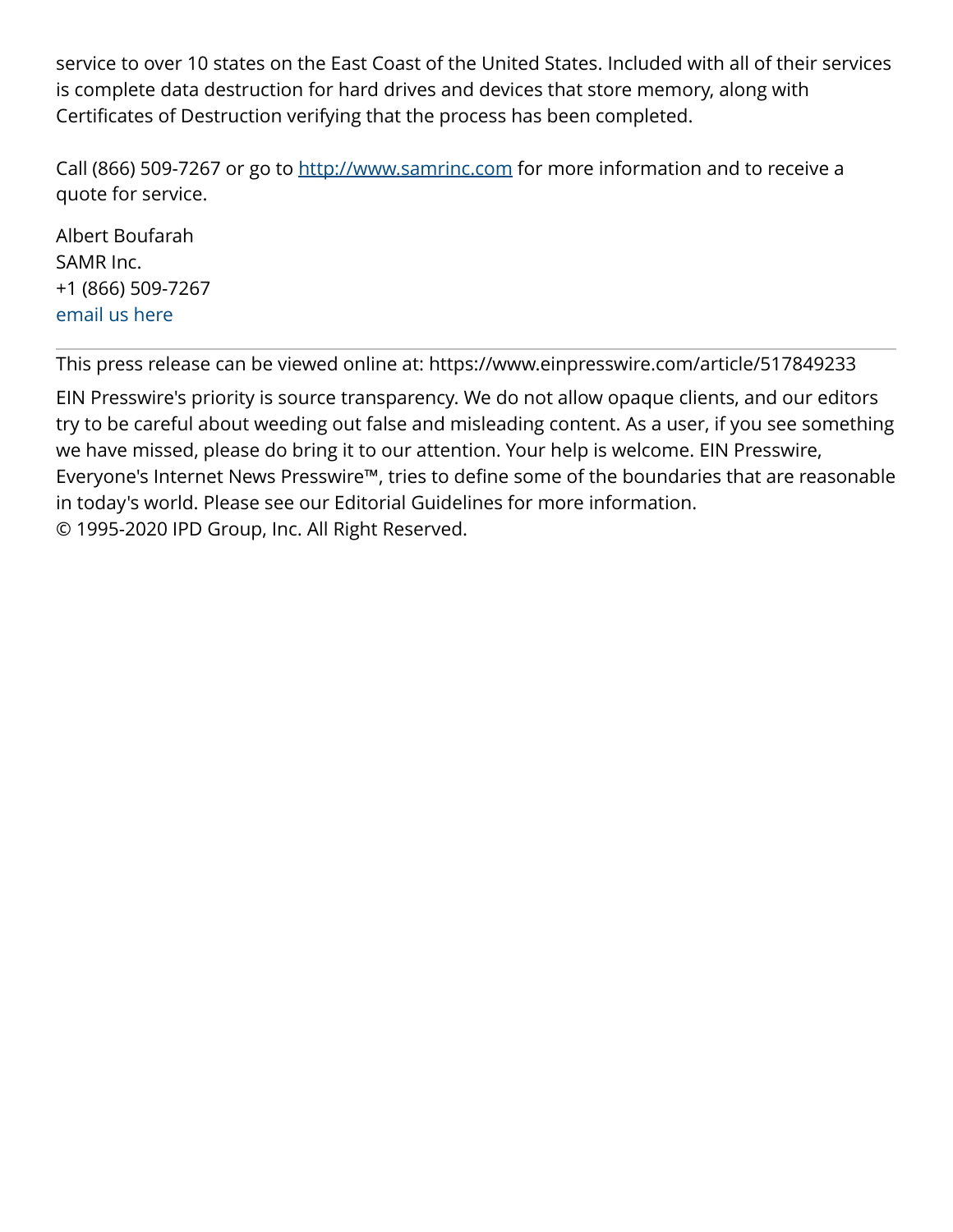service to over 10 states on the East Coast of the United States. Included with all of their services is complete data destruction for hard drives and devices that store memory, along with Certificates of Destruction verifying that the process has been completed.

Call (866) 509-7267 or go to http://www.samrinc.com for more information and to receive a quote for service.

Albert Boufarah
SAMR Inc.
+1 (866) 509-7267
email us here

---

This press release can be viewed online at: https://www.einpresswire.com/article/517849233

EIN Presswire's priority is source transparency. We do not allow opaque clients, and our editors try to be careful about weeding out false and misleading content. As a user, if you see something we have missed, please do bring it to our attention. Your help is welcome. EIN Presswire, Everyone's Internet News Presswire™, tries to define some of the boundaries that are reasonable in today's world. Please see our Editorial Guidelines for more information.
© 1995-2020 IPD Group, Inc. All Right Reserved.